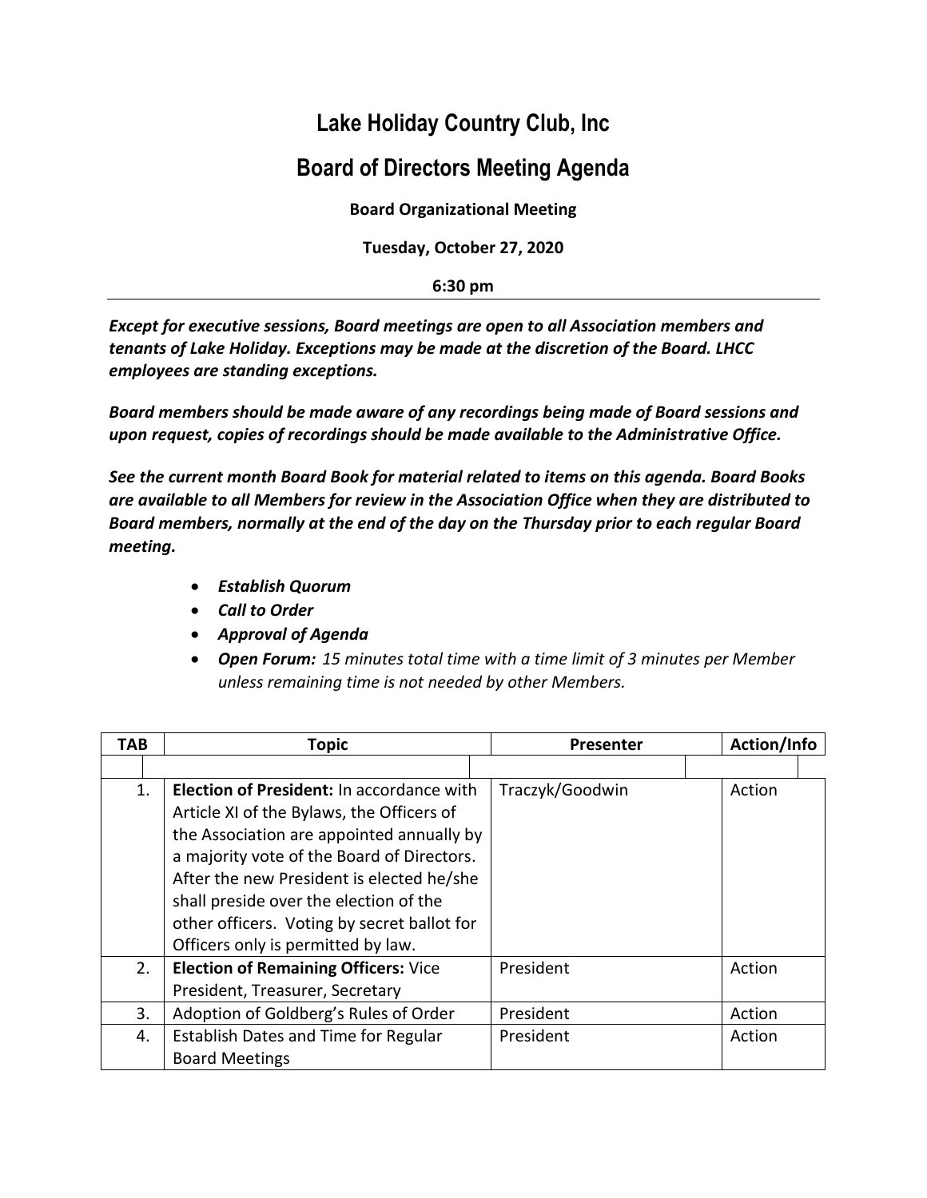# Lake Holiday Country Club, Inc

## Board of Directors Meeting Agenda

**Board Organizational Meeting**

**Tuesday, October 27, 2020**

**6:30 pm**

---

***Except for executive sessions, Board meetings are open to all Association members and tenants of Lake Holiday. Exceptions may be made at the discretion of the Board. LHCC employees are standing exceptions.***

***Board members should be made aware of any recordings being made of Board sessions and upon request, copies of recordings should be made available to the Administrative Office.***

***See the current month Board Book for material related to items on this agenda. Board Books are available to all Members for review in the Association Office when they are distributed to Board members, normally at the end of the day on the Thursday prior to each regular Board meeting.***

- ***Establish Quorum***
- ***Call to Order***
- ***Approval of Agenda***
- ***Open Forum:*** *15 minutes total time with a time limit of 3 minutes per Member unless remaining time is not needed by other Members.*

| TAB | Topic | Presenter | Action/Info |
|---|---|---|---|
| | | | |
| 1. | **Election of President:** In accordance with Article XI of the Bylaws, the Officers of the Association are appointed annually by a majority vote of the Board of Directors. After the new President is elected he/she shall preside over the election of the other officers. Voting by secret ballot for Officers only is permitted by law. | Traczyk/Goodwin | Action |
| 2. | **Election of Remaining Officers:** Vice President, Treasurer, Secretary | President | Action |
| 3. | Adoption of Goldberg's Rules of Order | President | Action |
| 4. | Establish Dates and Time for Regular Board Meetings | President | Action |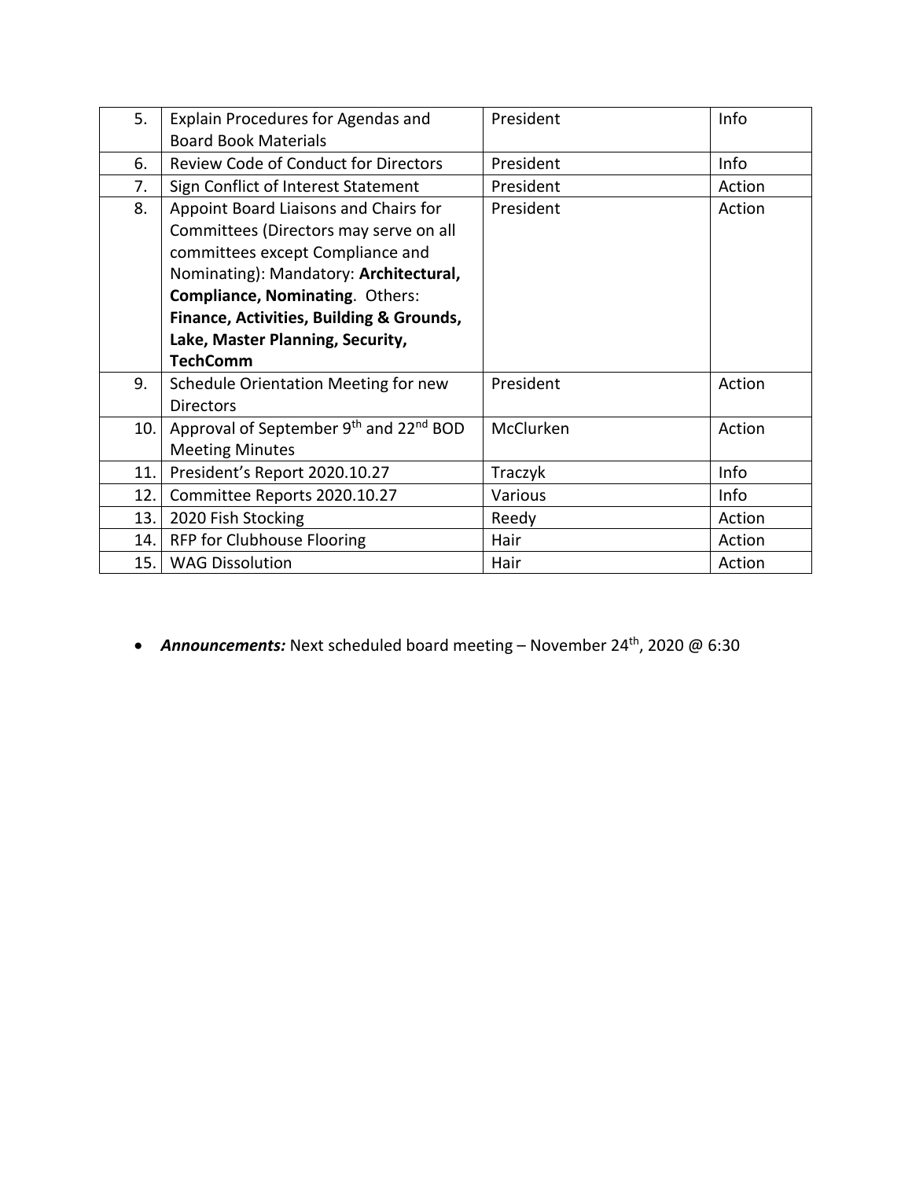| | | | |
|---|---|---|---|
| 5. | Explain Procedures for Agendas and Board Book Materials | President | Info |
| 6. | Review Code of Conduct for Directors | President | Info |
| 7. | Sign Conflict of Interest Statement | President | Action |
| 8. | Appoint Board Liaisons and Chairs for Committees (Directors may serve on all committees except Compliance and Nominating): Mandatory: **Architectural, Compliance, Nominating**. Others: **Finance, Activities, Building & Grounds, Lake, Master Planning, Security, TechComm** | President | Action |
| 9. | Schedule Orientation Meeting for new Directors | President | Action |
| 10. | Approval of September 9th and 22nd BOD Meeting Minutes | McClurken | Action |
| 11. | President's Report 2020.10.27 | Traczyk | Info |
| 12. | Committee Reports 2020.10.27 | Various | Info |
| 13. | 2020 Fish Stocking | Reedy | Action |
| 14. | RFP for Clubhouse Flooring | Hair | Action |
| 15. | WAG Dissolution | Hair | Action |

- ***Announcements:*** Next scheduled board meeting – November 24th, 2020 @ 6:30